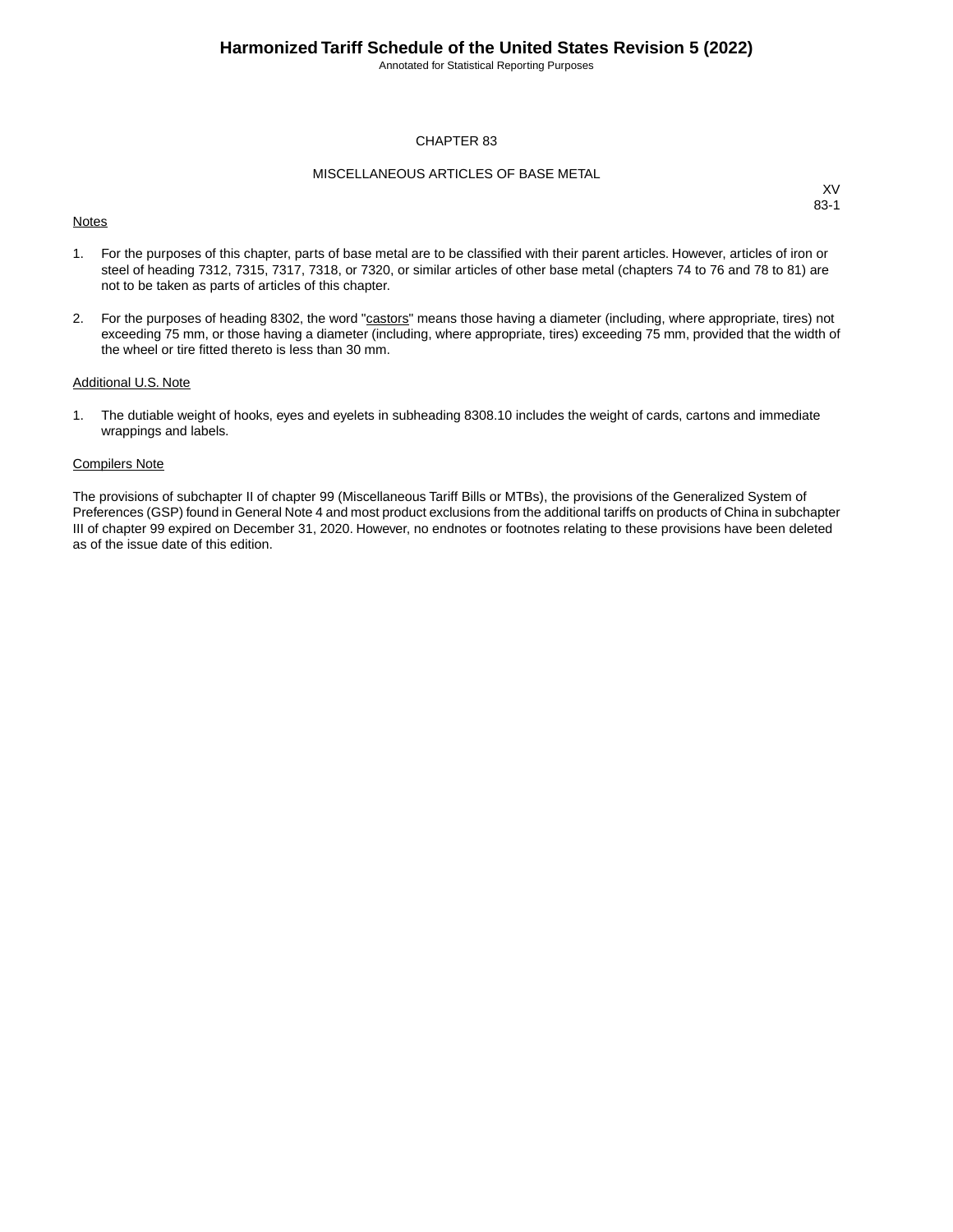# CHAPTER 83

## MISCELLANEOUS ARTICLES OF BASE METAL

XV
83-1

Notes

1. For the purposes of this chapter, parts of base metal are to be classified with their parent articles. However, articles of iron or steel of heading 7312, 7315, 7317, 7318, or 7320, or similar articles of other base metal (chapters 74 to 76 and 78 to 81) are not to be taken as parts of articles of this chapter.

2. For the purposes of heading 8302, the word "castors" means those having a diameter (including, where appropriate, tires) not exceeding 75 mm, or those having a diameter (including, where appropriate, tires) exceeding 75 mm, provided that the width of the wheel or tire fitted thereto is less than 30 mm.

Additional U.S. Note

1. The dutiable weight of hooks, eyes and eyelets in subheading 8308.10 includes the weight of cards, cartons and immediate wrappings and labels.

Compilers Note

The provisions of subchapter II of chapter 99 (Miscellaneous Tariff Bills or MTBs), the provisions of the Generalized System of Preferences (GSP) found in General Note 4 and most product exclusions from the additional tariffs on products of China in subchapter III of chapter 99 expired on December 31, 2020. However, no endnotes or footnotes relating to these provisions have been deleted as of the issue date of this edition.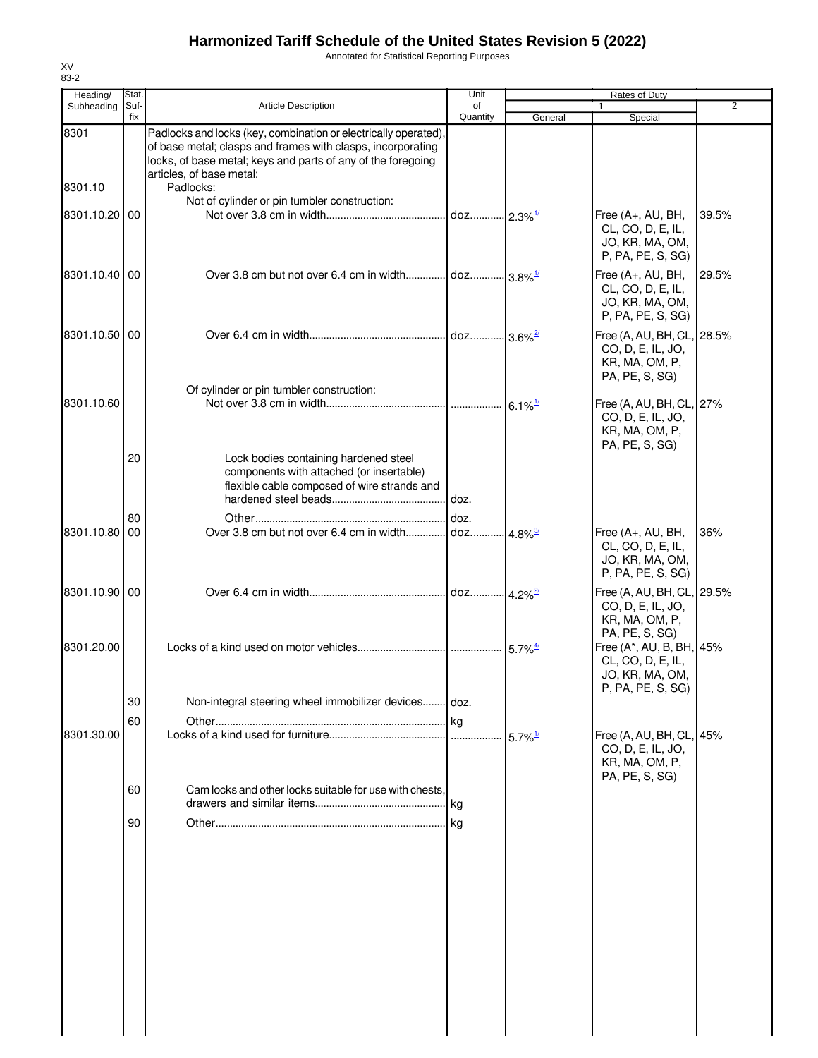# Harmonized Tariff Schedule of the United States Revision 5 (2022)

Annotated for Statistical Reporting Purposes

XV
83-2

| Heading/ Subheading | Stat. Suf- fix | Article Description | Unit of Quantity | Rates of Duty 1 General | Special | 2 |
|---|---|---|---|---|---|---|
| 8301 | | Padlocks and locks (key, combination or electrically operated), of base metal; clasps and frames with clasps, incorporating locks, of base metal; keys and parts of any of the foregoing articles, of base metal: | | | | |
| 8301.10 | | Padlocks: | | | | |
| | | Not of cylinder or pin tumbler construction: | | | | |
| 8301.10.20 | 00 | Not over 3.8 cm in width | doz. | 2.3%[1/] | Free (A+, AU, BH, CL, CO, D, E, IL, JO, KR, MA, OM, P, PA, PE, S, SG) | 39.5% |
| 8301.10.40 | 00 | Over 3.8 cm but not over 6.4 cm in width | doz. | 3.8%[1/] | Free (A+, AU, BH, CL, CO, D, E, IL, JO, KR, MA, OM, P, PA, PE, S, SG) | 29.5% |
| 8301.10.50 | 00 | Over 6.4 cm in width | doz. | 3.6%[2/] | Free (A, AU, BH, CL, CO, D, E, IL, JO, KR, MA, OM, P, PA, PE, S, SG) | 28.5% |
| | | Of cylinder or pin tumbler construction: | | | | |
| 8301.10.60 | | Not over 3.8 cm in width | | 6.1%[1/] | Free (A, AU, BH, CL, CO, D, E, IL, JO, KR, MA, OM, P, PA, PE, S, SG) | 27% |
| | 20 | Lock bodies containing hardened steel components with attached (or insertable) flexible cable composed of wire strands and hardened steel beads | doz. | | | |
| | 80 | Other | doz. | | | |
| 8301.10.80 | 00 | Over 3.8 cm but not over 6.4 cm in width | doz. | 4.8%[3/] | Free (A+, AU, BH, CL, CO, D, E, IL, JO, KR, MA, OM, P, PA, PE, S, SG) | 36% |
| 8301.10.90 | 00 | Over 6.4 cm in width | doz. | 4.2%[2/] | Free (A, AU, BH, CL, CO, D, E, IL, JO, KR, MA, OM, P, PA, PE, S, SG) | 29.5% |
| 8301.20.00 | | Locks of a kind used on motor vehicles | | 5.7%[4/] | Free (A*, AU, B, BH, CL, CO, D, E, IL, JO, KR, MA, OM, P, PA, PE, S, SG) | 45% |
| | 30 | Non-integral steering wheel immobilizer devices | doz. | | | |
| | 60 | Other | kg | | | |
| 8301.30.00 | | Locks of a kind used for furniture | | 5.7%[1/] | Free (A, AU, BH, CL, CO, D, E, IL, JO, KR, MA, OM, P, PA, PE, S, SG) | 45% |
| | 60 | Cam locks and other locks suitable for use with chests, drawers and similar items | kg | | | |
| | 90 | Other | kg | | | |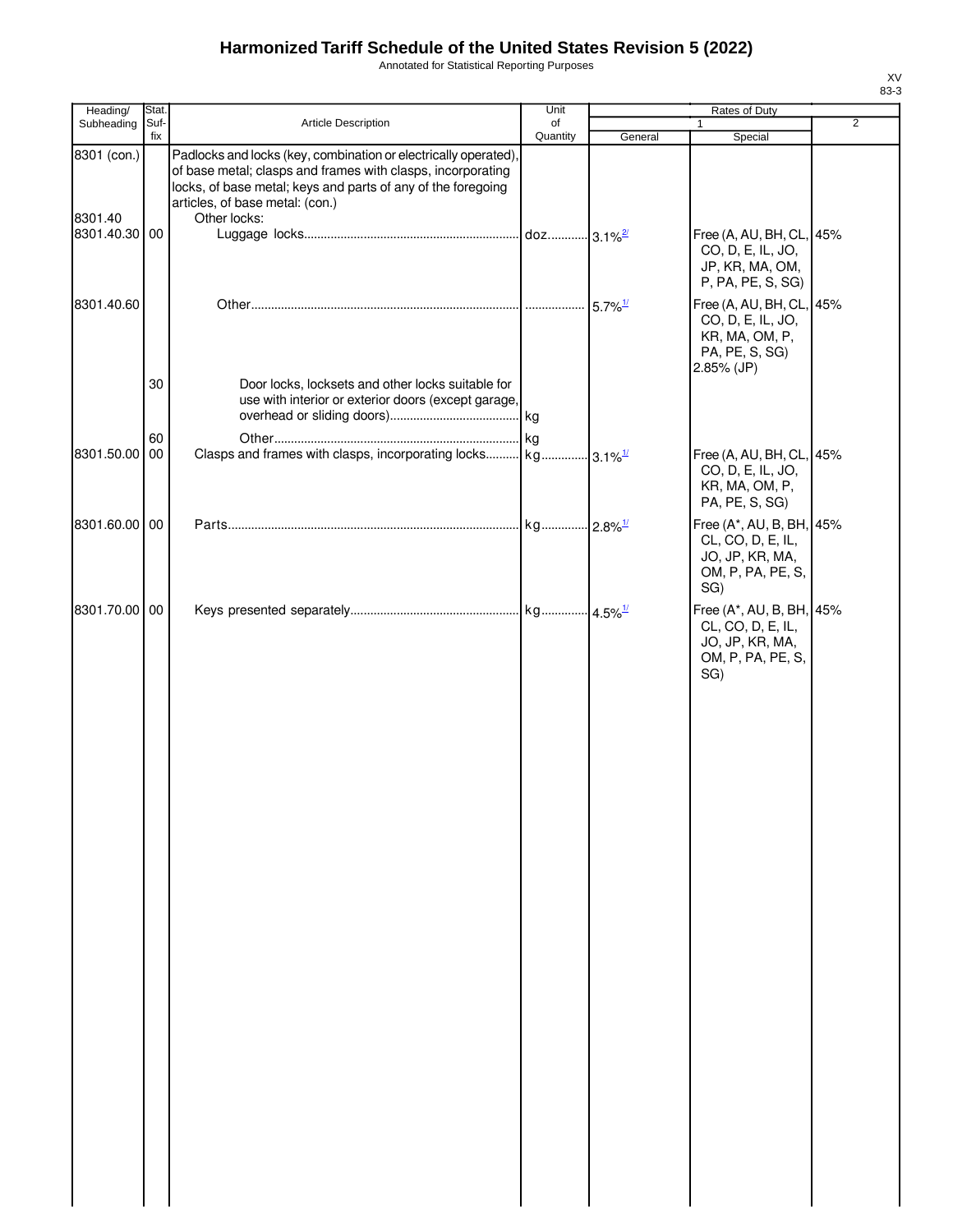# Harmonized Tariff Schedule of the United States Revision 5 (2022)

Annotated for Statistical Reporting Purposes

| Heading/ Subheading | Stat. Suf- fix | Article Description | Unit of Quantity | Rates of Duty 1 General | Rates of Duty 1 Special | Rates of Duty 2 |
|---|---|---|---|---|---|---|
| 8301 (con.) | | Padlocks and locks (key, combination or electrically operated), of base metal; clasps and frames with clasps, incorporating locks, of base metal; keys and parts of any of the foregoing articles, of base metal: (con.) | | | | |
| 8301.40 | | Other locks: | | | | |
| 8301.40.30 | 00 | Luggage locks | doz. | 3.1%[2/] | Free (A, AU, BH, CL, CO, D, E, IL, JO, JP, KR, MA, OM, P, PA, PE, S, SG) | 45% |
| 8301.40.60 | | Other | | 5.7%[1/] | Free (A, AU, BH, CL, CO, D, E, IL, JO, KR, MA, OM, P, PA, PE, S, SG) 2.85% (JP) | 45% |
| | 30 | Door locks, locksets and other locks suitable for use with interior or exterior doors (except garage, overhead or sliding doors) | kg | | | |
| | 60 | Other | kg | | | |
| 8301.50.00 | 00 | Clasps and frames with clasps, incorporating locks | kg | 3.1%[1/] | Free (A, AU, BH, CL, CO, D, E, IL, JO, KR, MA, OM, P, PA, PE, S, SG) | 45% |
| 8301.60.00 | 00 | Parts | kg | 2.8%[1/] | Free (A*, AU, B, BH, CL, CO, D, E, IL, JO, JP, KR, MA, OM, P, PA, PE, S, SG) | 45% |
| 8301.70.00 | 00 | Keys presented separately | kg | 4.5%[1/] | Free (A*, AU, B, BH, CL, CO, D, E, IL, JO, JP, KR, MA, OM, P, PA, PE, S, SG) | 45% |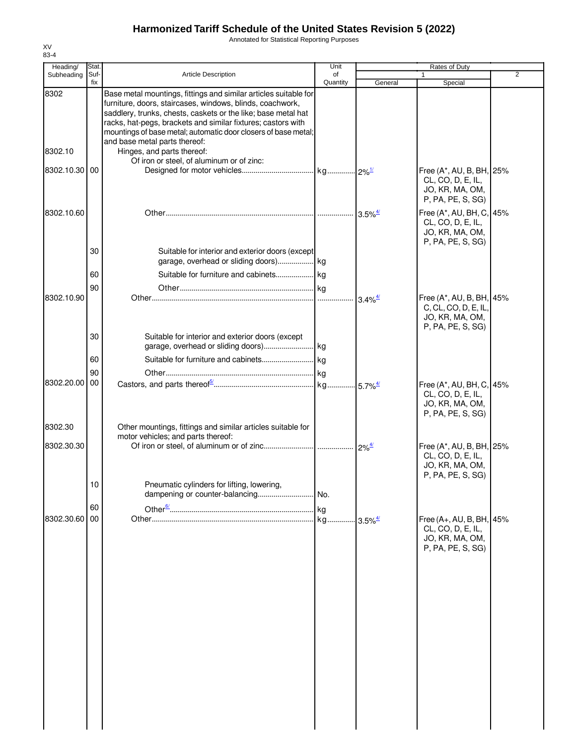# Harmonized Tariff Schedule of the United States Revision 5 (2022)

Annotated for Statistical Reporting Purposes

XV
83-4

| Heading/ Subheading | Stat. Suf- fix | Article Description | Unit of Quantity | Rates of Duty 1 General | Special | 2 |
|---|---|---|---|---|---|---|
| 8302 | | Base metal mountings, fittings and similar articles suitable for furniture, doors, staircases, windows, blinds, coachwork, saddlery, trunks, chests, caskets or the like; base metal hat racks, hat-pegs, brackets and similar fixtures; castors with mountings of base metal; automatic door closers of base metal; and base metal parts thereof: | | | | |
| 8302.10 | | Hinges, and parts thereof: | | | | |
| | | Of iron or steel, of aluminum or of zinc: | | | | |
| 8302.10.30 | 00 | Designed for motor vehicles | kg | 2%[1/] | Free (A*, AU, B, BH, CL, CO, D, E, IL, JO, KR, MA, OM, P, PA, PE, S, SG) | 25% |
| 8302.10.60 | | Other | | 3.5%[4/] | Free (A*, AU, BH, C, CL, CO, D, E, IL, JO, KR, MA, OM, P, PA, PE, S, SG) | 45% |
| | 30 | Suitable for interior and exterior doors (except garage, overhead or sliding doors) | kg | | | |
| | 60 | Suitable for furniture and cabinets | kg | | | |
| | 90 | Other | kg | | | |
| 8302.10.90 | | Other | | 3.4%[4/] | Free (A*, AU, B, BH, C, CL, CO, D, E, IL, JO, KR, MA, OM, P, PA, PE, S, SG) | 45% |
| | 30 | Suitable for interior and exterior doors (except garage, overhead or sliding doors) | kg | | | |
| | 60 | Suitable for furniture and cabinets | kg | | | |
| | 90 | Other | kg | | | |
| 8302.20.00 | 00 | Castors, and parts thereof[5/] | kg | 5.7%[4/] | Free (A*, AU, BH, C, CL, CO, D, E, IL, JO, KR, MA, OM, P, PA, PE, S, SG) | 45% |
| 8302.30 | | Other mountings, fittings and similar articles suitable for motor vehicles; and parts thereof: | | | | |
| 8302.30.30 | | Of iron or steel, of aluminum or of zinc | | 2%[4/] | Free (A*, AU, B, BH, CL, CO, D, E, IL, JO, KR, MA, OM, P, PA, PE, S, SG) | 25% |
| | 10 | Pneumatic cylinders for lifting, lowering, dampening or counter-balancing | No. | | | |
| | 60 | Other[6/] | kg | | | |
| 8302.30.60 | 00 | Other | kg | 3.5%[4/] | Free (A+, AU, B, BH, CL, CO, D, E, IL, JO, KR, MA, OM, P, PA, PE, S, SG) | 45% |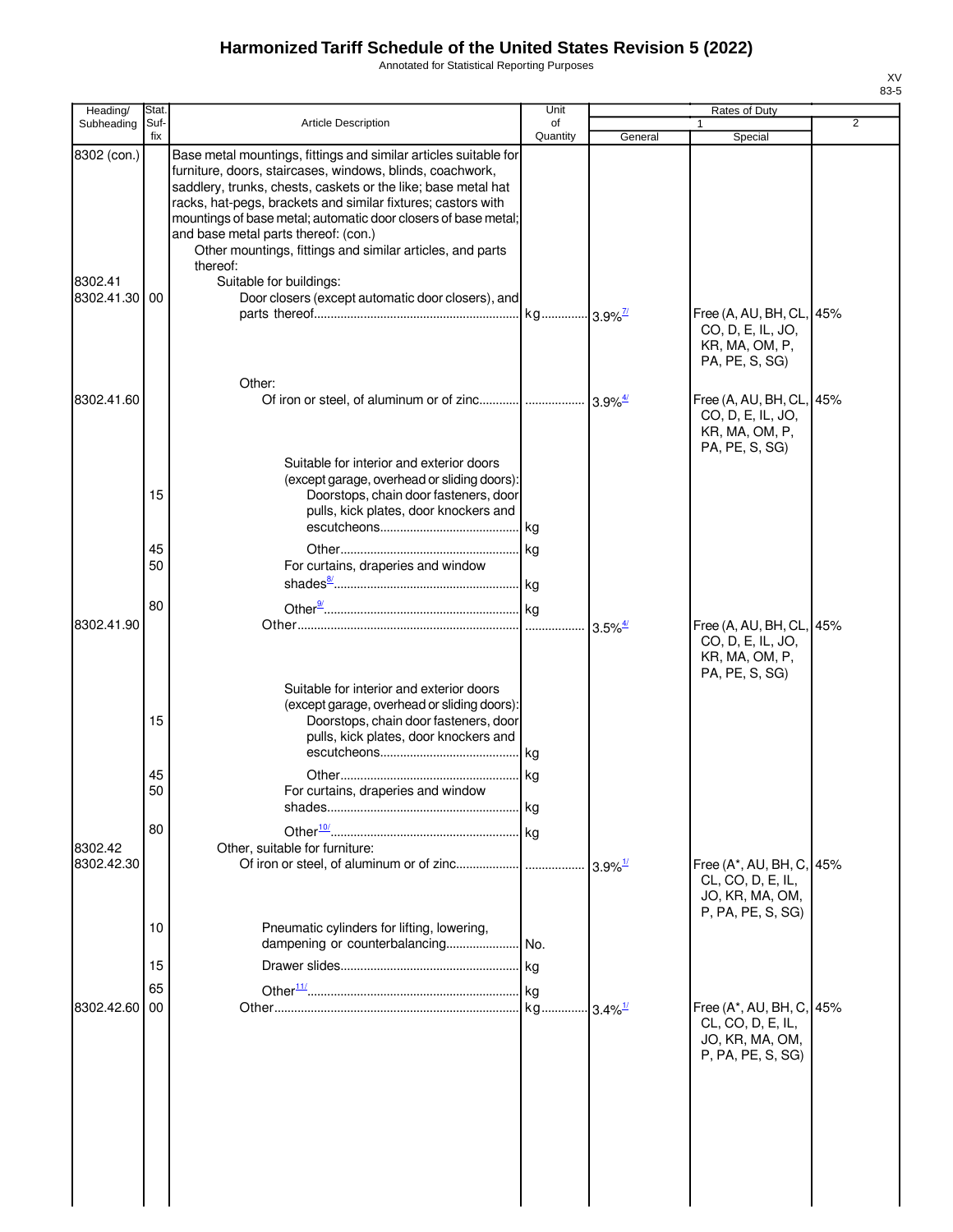# Harmonized Tariff Schedule of the United States Revision 5 (2022)

Annotated for Statistical Reporting Purposes

| Heading/ Subheading | Stat. Suf- fix | Article Description | Unit of Quantity | Rates of Duty 1 General | Special | 2 |
|---|---|---|---|---|---|---|
| 8302 (con.) | | Base metal mountings, fittings and similar articles suitable for furniture, doors, staircases, windows, blinds, coachwork, saddlery, trunks, chests, caskets or the like; base metal hat racks, hat-pegs, brackets and similar fixtures; castors with mountings of base metal; automatic door closers of base metal; and base metal parts thereof: (con.) | | | | |
| | | Other mountings, fittings and similar articles, and parts thereof: | | | | |
| 8302.41 | | Suitable for buildings: | | | | |
| 8302.41.30 | 00 | Door closers (except automatic door closers), and parts thereof | kg | 3.9%[7/] | Free (A, AU, BH, CL, CO, D, E, IL, JO, KR, MA, OM, P, PA, PE, S, SG) | 45% |
| | | Other: | | | | |
| 8302.41.60 | | Of iron or steel, of aluminum or of zinc | | 3.9%[4/] | Free (A, AU, BH, CL, CO, D, E, IL, JO, KR, MA, OM, P, PA, PE, S, SG) | 45% |
| | | Suitable for interior and exterior doors (except garage, overhead or sliding doors): | | | | |
| | 15 | Doorstops, chain door fasteners, door pulls, kick plates, door knockers and escutcheons | kg | | | |
| | 45 | Other | kg | | | |
| | 50 | For curtains, draperies and window shades[8/] | kg | | | |
| | 80 | Other[9/] | kg | | | |
| 8302.41.90 | | Other | | 3.5%[4/] | Free (A, AU, BH, CL, CO, D, E, IL, JO, KR, MA, OM, P, PA, PE, S, SG) | 45% |
| | | Suitable for interior and exterior doors (except garage, overhead or sliding doors): | | | | |
| | 15 | Doorstops, chain door fasteners, door pulls, kick plates, door knockers and escutcheons | kg | | | |
| | 45 | Other | kg | | | |
| | 50 | For curtains, draperies and window shades | kg | | | |
| | 80 | Other[10/] | kg | | | |
| 8302.42 | | Other, suitable for furniture: | | | | |
| 8302.42.30 | | Of iron or steel, of aluminum or of zinc | | 3.9%[1/] | Free (A*, AU, BH, C, CL, CO, D, E, IL, JO, KR, MA, OM, P, PA, PE, S, SG) | 45% |
| | 10 | Pneumatic cylinders for lifting, lowering, dampening or counterbalancing | No. | | | |
| | 15 | Drawer slides | kg | | | |
| | 65 | Other[11/] | kg | | | |
| 8302.42.60 | 00 | Other | kg | 3.4%[1/] | Free (A*, AU, BH, C, CL, CO, D, E, IL, JO, KR, MA, OM, P, PA, PE, S, SG) | 45% |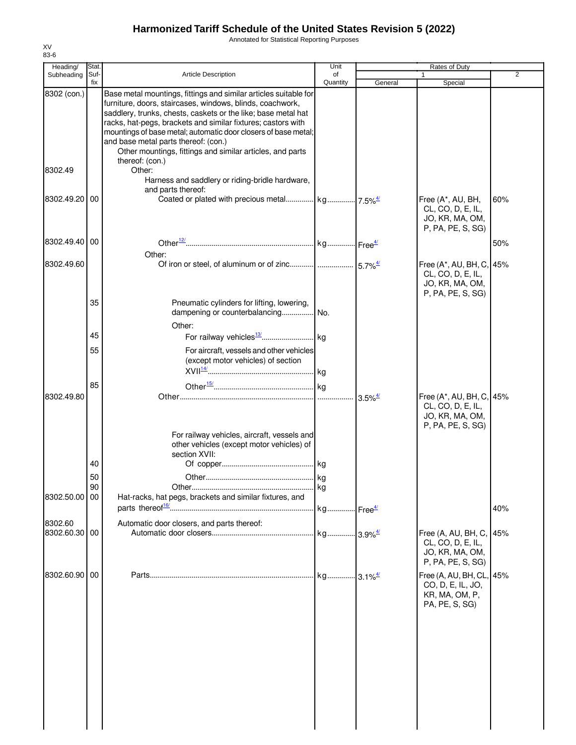# Harmonized Tariff Schedule of the United States Revision 5 (2022)

Annotated for Statistical Reporting Purposes

XV
83-6

| Heading/ Subheading | Stat. Suf- fix | Article Description | Unit of Quantity | Rates of Duty 1 General | Rates of Duty 1 Special | Rates of Duty 2 |
|---|---|---|---|---|---|---|
| 8302 (con.) | | Base metal mountings, fittings and similar articles suitable for furniture, doors, staircases, windows, blinds, coachwork, saddlery, trunks, chests, caskets or the like; base metal hat racks, hat-pegs, brackets and similar fixtures; castors with mountings of base metal; automatic door closers of base metal; and base metal parts thereof: (con.) | | | | |
| | | Other mountings, fittings and similar articles, and parts thereof: (con.) | | | | |
| 8302.49 | | Other: | | | | |
| | | Harness and saddlery or riding-bridle hardware, and parts thereof: | | | | |
| 8302.49.20 | 00 | Coated or plated with precious metal | kg | 7.5%[4/] | Free (A*, AU, BH, CL, CO, D, E, IL, JO, KR, MA, OM, P, PA, PE, S, SG) | 60% |
| 8302.49.40 | 00 | Other[12/] | kg | Free[4/] | | 50% |
| | | Other: | | | | |
| 8302.49.60 | | Of iron or steel, of aluminum or of zinc | | 5.7%[4/] | Free (A*, AU, BH, C, CL, CO, D, E, IL, JO, KR, MA, OM, P, PA, PE, S, SG) | 45% |
| | 35 | Pneumatic cylinders for lifting, lowering, dampening or counterbalancing | No. | | | |
| | | Other: | | | | |
| | 45 | For railway vehicles[13/] | kg | | | |
| | 55 | For aircraft, vessels and other vehicles (except motor vehicles) of section XVII[14/] | kg | | | |
| | 85 | Other[15/] | kg | | | |
| 8302.49.80 | | Other | | 3.5%[4/] | Free (A*, AU, BH, C, CL, CO, D, E, IL, JO, KR, MA, OM, P, PA, PE, S, SG) | 45% |
| | | For railway vehicles, aircraft, vessels and other vehicles (except motor vehicles) of section XVII: | | | | |
| | 40 | Of copper | kg | | | |
| | 50 | Other | kg | | | |
| | 90 | Other | kg | | | |
| 8302.50.00 | 00 | Hat-racks, hat pegs, brackets and similar fixtures, and parts thereof[16/] | kg | Free[4/] | | 40% |
| 8302.60 | | Automatic door closers, and parts thereof: | | | | |
| 8302.60.30 | 00 | Automatic door closers | kg | 3.9%[4/] | Free (A, AU, BH, C, CL, CO, D, E, IL, JO, KR, MA, OM, P, PA, PE, S, SG) | 45% |
| 8302.60.90 | 00 | Parts | kg | 3.1%[4/] | Free (A, AU, BH, CL, CO, D, E, IL, JO, KR, MA, OM, P, PA, PE, S, SG) | 45% |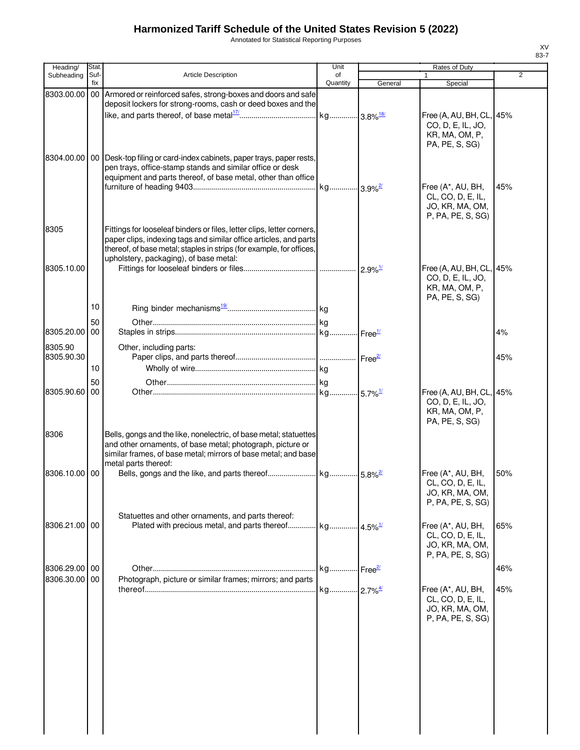# Harmonized Tariff Schedule of the United States Revision 5 (2022)

Annotated for Statistical Reporting Purposes

XV
83-7

| Heading/ Subheading | Stat. Suf- fix | Article Description | Unit of Quantity | Rates of Duty 1 General | Special | 2 |
|---|---|---|---|---|---|---|
| 8303.00.00 | 00 | Armored or reinforced safes, strong-boxes and doors and safe deposit lockers for strong-rooms, cash or deed boxes and the like, and parts thereof, of base metal[17/] | kg | 3.8%[18/] | Free (A, AU, BH, CL, CO, D, E, IL, JO, KR, MA, OM, P, PA, PE, S, SG) | 45% |
| 8304.00.00 | 00 | Desk-top filing or card-index cabinets, paper trays, paper rests, pen trays, office-stamp stands and similar office or desk equipment and parts thereof, of base metal, other than office furniture of heading 9403 | kg | 3.9%[2/] | Free (A*, AU, BH, CL, CO, D, E, IL, JO, KR, MA, OM, P, PA, PE, S, SG) | 45% |
| 8305 | | Fittings for looseleaf binders or files, letter clips, letter corners, paper clips, indexing tags and similar office articles, and parts thereof, of base metal; staples in strips (for example, for offices, upholstery, packaging), of base metal: | | | | |
| 8305.10.00 | | Fittings for looseleaf binders or files | | 2.9%[1/] | Free (A, AU, BH, CL, CO, D, E, IL, JO, KR, MA, OM, P, PA, PE, S, SG) | 45% |
| | 10 | Ring binder mechanisms[19/] | kg | | | |
| | 50 | Other | kg | | | |
| 8305.20.00 | 00 | Staples in strips | kg | Free[1/] | | 4% |
| 8305.90 | | Other, including parts: | | | | |
| 8305.90.30 | | Paper clips, and parts thereof | | Free[2/] | | 45% |
| | 10 | Wholly of wire | kg | | | |
| | 50 | Other | kg | | | |
| 8305.90.60 | 00 | Other | kg | 5.7%[1/] | Free (A, AU, BH, CL, CO, D, E, IL, JO, KR, MA, OM, P, PA, PE, S, SG) | 45% |
| 8306 | | Bells, gongs and the like, nonelectric, of base metal; statuettes and other ornaments, of base metal; photograph, picture or similar frames, of base metal; mirrors of base metal; and base metal parts thereof: | | | | |
| 8306.10.00 | 00 | Bells, gongs and the like, and parts thereof | kg | 5.8%[2/] | Free (A*, AU, BH, CL, CO, D, E, IL, JO, KR, MA, OM, P, PA, PE, S, SG) | 50% |
| | | Statuettes and other ornaments, and parts thereof: | | | | |
| 8306.21.00 | 00 | Plated with precious metal, and parts thereof | kg | 4.5%[1/] | Free (A*, AU, BH, CL, CO, D, E, IL, JO, KR, MA, OM, P, PA, PE, S, SG) | 65% |
| 8306.29.00 | 00 | Other | kg | Free[2/] | | 46% |
| 8306.30.00 | 00 | Photograph, picture or similar frames; mirrors; and parts thereof | kg | 2.7%[4/] | Free (A*, AU, BH, CL, CO, D, E, IL, JO, KR, MA, OM, P, PA, PE, S, SG) | 45% |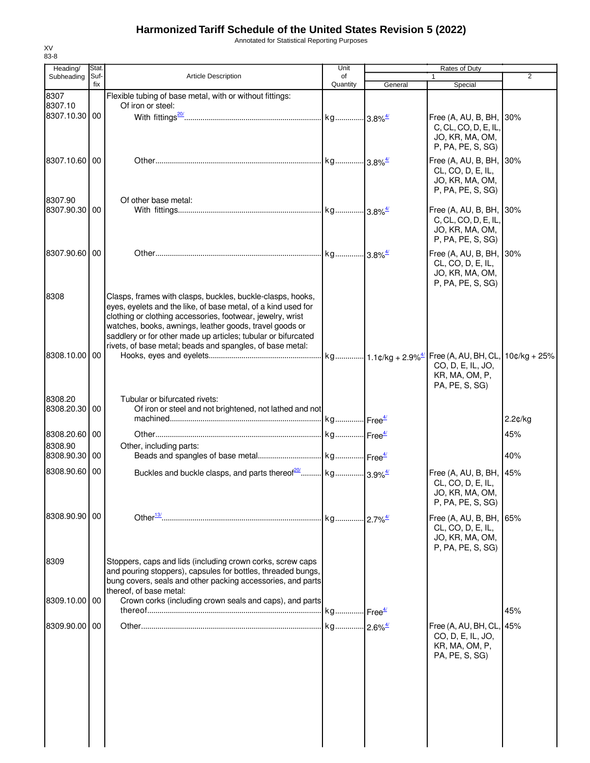# Harmonized Tariff Schedule of the United States Revision 5 (2022)

Annotated for Statistical Reporting Purposes

XV
83-8

| Heading/ Subheading | Stat. Suf-fix | Article Description | Unit of Quantity | Rates of Duty 1 General | Special | 2 |
|---|---|---|---|---|---|---|
| 8307 | | Flexible tubing of base metal, with or without fittings: | | | | |
| 8307.10 | | Of iron or steel: | | | | |
| 8307.10.30 | 00 | With fittings[20/] | kg | 3.8%[4/] | Free (A, AU, B, BH, C, CL, CO, D, E, IL, JO, KR, MA, OM, P, PA, PE, S, SG) | 30% |
| 8307.10.60 | 00 | Other | kg | 3.8%[4/] | Free (A, AU, B, BH, CL, CO, D, E, IL, JO, KR, MA, OM, P, PA, PE, S, SG) | 30% |
| 8307.90 | | Of other base metal: | | | | |
| 8307.90.30 | 00 | With fittings | kg | 3.8%[4/] | Free (A, AU, B, BH, C, CL, CO, D, E, IL, JO, KR, MA, OM, P, PA, PE, S, SG) | 30% |
| 8307.90.60 | 00 | Other | kg | 3.8%[4/] | Free (A, AU, B, BH, CL, CO, D, E, IL, JO, KR, MA, OM, P, PA, PE, S, SG) | 30% |
| 8308 | | Clasps, frames with clasps, buckles, buckle-clasps, hooks, eyes, eyelets and the like, of base metal, of a kind used for clothing or clothing accessories, footwear, jewelry, wrist watches, books, awnings, leather goods, travel goods or saddlery or for other made up articles; tubular or bifurcated rivets, of base metal; beads and spangles, of base metal: | | | | |
| 8308.10.00 | 00 | Hooks, eyes and eyelets | kg | 1.1¢/kg + 2.9%[4/] | Free (A, AU, BH, CL, CO, D, E, IL, JO, KR, MA, OM, P, PA, PE, S, SG) | 10¢/kg + 25% |
| 8308.20 | | Tubular or bifurcated rivets: | | | | |
| 8308.20.30 | 00 | Of iron or steel and not brightened, not lathed and not machined | kg | Free[4/] | | 2.2¢/kg |
| 8308.20.60 | 00 | Other | kg | Free[4/] | | 45% |
| 8308.90 | | Other, including parts: | | | | |
| 8308.90.30 | 00 | Beads and spangles of base metal | kg | Free[4/] | | 40% |
| 8308.90.60 | 00 | Buckles and buckle clasps, and parts thereof[20/] | kg | 3.9%[4/] | Free (A, AU, B, BH, CL, CO, D, E, IL, JO, KR, MA, OM, P, PA, PE, S, SG) | 45% |
| 8308.90.90 | 00 | Other[13/] | kg | 2.7%[4/] | Free (A, AU, B, BH, CL, CO, D, E, IL, JO, KR, MA, OM, P, PA, PE, S, SG) | 65% |
| 8309 | | Stoppers, caps and lids (including crown corks, screw caps and pouring stoppers), capsules for bottles, threaded bungs, bung covers, seals and other packing accessories, and parts thereof, of base metal: | | | | |
| 8309.10.00 | 00 | Crown corks (including crown seals and caps), and parts thereof | kg | Free[4/] | | 45% |
| 8309.90.00 | 00 | Other | kg | 2.6%[4/] | Free (A, AU, BH, CL, CO, D, E, IL, JO, KR, MA, OM, P, PA, PE, S, SG) | 45% |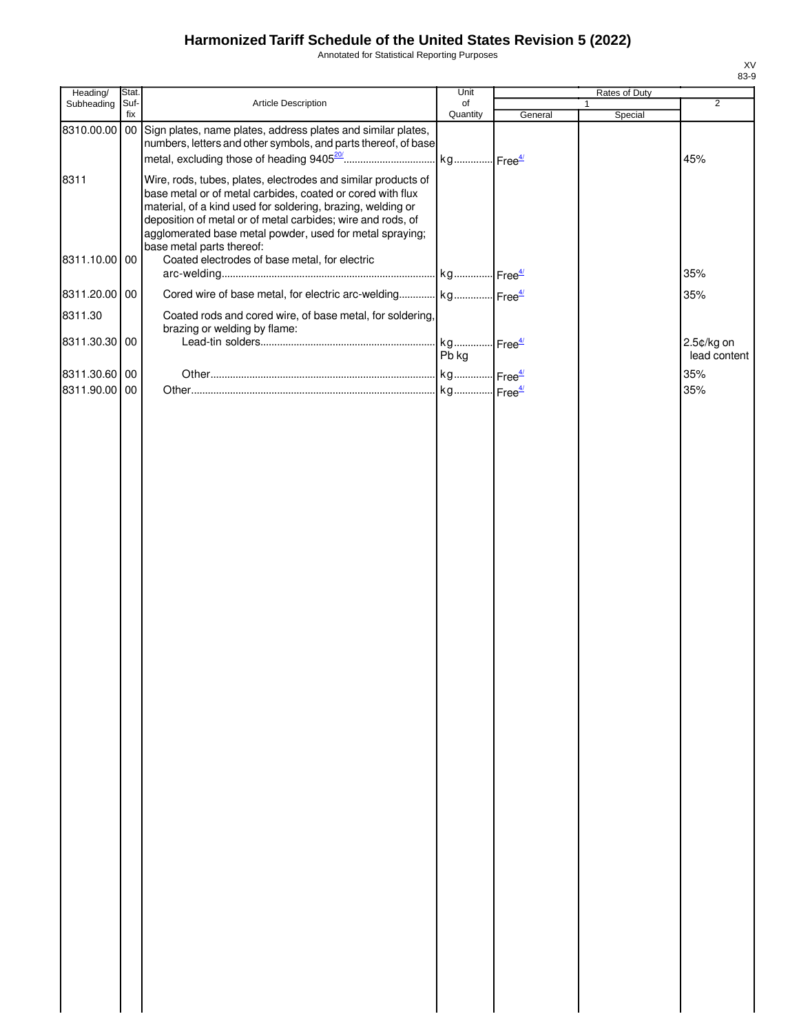# Harmonized Tariff Schedule of the United States Revision 5 (2022)

Annotated for Statistical Reporting Purposes

XV
83-9

| Heading/ Subheading | Stat. Suf- fix | Article Description | Unit of Quantity | Rates of Duty 1 General | Special | 2 |
|---|---|---|---|---|---|---|
| 8310.00.00 | 00 | Sign plates, name plates, address plates and similar plates, numbers, letters and other symbols, and parts thereof, of base metal, excluding those of heading 9405[20/] | kg | Free[4/] | | 45% |
| 8311 | | Wire, rods, tubes, plates, electrodes and similar products of base metal or of metal carbides, coated or cored with flux material, of a kind used for soldering, brazing, welding or deposition of metal or of metal carbides; wire and rods, of agglomerated base metal powder, used for metal spraying; base metal parts thereof: | | | | |
| 8311.10.00 | 00 | Coated electrodes of base metal, for electric arc-welding | kg | Free[4/] | | 35% |
| 8311.20.00 | 00 | Cored wire of base metal, for electric arc-welding | kg | Free[4/] | | 35% |
| 8311.30 | | Coated rods and cored wire, of base metal, for soldering, brazing or welding by flame: | | | | |
| 8311.30.30 | 00 | Lead-tin solders | kg Pb kg | Free[4/] | | 2.5¢/kg on lead content |
| 8311.30.60 | 00 | Other | kg | Free[4/] | | 35% |
| 8311.90.00 | 00 | Other | kg | Free[4/] | | 35% |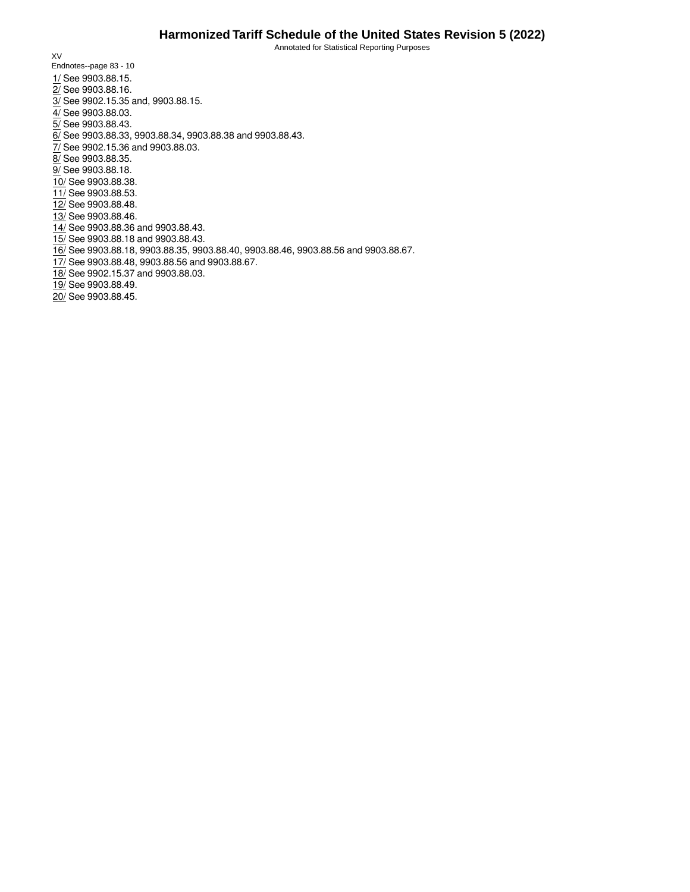XV

Endnotes--page 83 - 10

1/ See 9903.88.15.
2/ See 9903.88.16.
3/ See 9902.15.35 and, 9903.88.15.
4/ See 9903.88.03.
5/ See 9903.88.43.
6/ See 9903.88.33, 9903.88.34, 9903.88.38 and 9903.88.43.
7/ See 9902.15.36 and 9903.88.03.
8/ See 9903.88.35.
9/ See 9903.88.18.
10/ See 9903.88.38.
11/ See 9903.88.53.
12/ See 9903.88.48.
13/ See 9903.88.46.
14/ See 9903.88.36 and 9903.88.43.
15/ See 9903.88.18 and 9903.88.43.
16/ See 9903.88.18, 9903.88.35, 9903.88.40, 9903.88.46, 9903.88.56 and 9903.88.67.
17/ See 9903.88.48, 9903.88.56 and 9903.88.67.
18/ See 9902.15.37 and 9903.88.03.
19/ See 9903.88.49.
20/ See 9903.88.45.